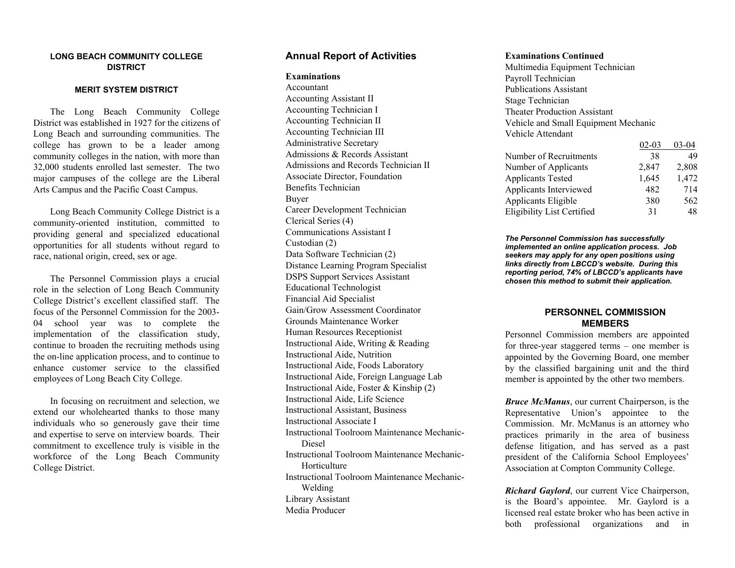**LONG BEACH COMMUNITY COLLEGE DISTRICT**

**MERIT SYSTEM DISTRICT**

The Long Beach Community College District was established in 1927 for the citizens of Long Beach and surrounding communities. The college has grown to be a leader among community colleges in the nation, with more than 32,000 students enrolled last semester. The two major campuses of the college are the Liberal Arts Campus and the Pacific Coast Campus.

Long Beach Community College District is a community-oriented institution, committed to providing general and specialized educational opportunities for all students without regard to race, national origin, creed, sex or age.

The Personnel Commission plays a crucial role in the selection of Long Beach Community College District's excellent classified staff. The focus of the Personnel Commission for the 2003-04 school year was to complete the implementation of the classification study, continue to broaden the recruiting methods using the on-line application process, and to continue to enhance customer service to the classified employees of Long Beach City College.

In focusing on recruitment and selection, we extend our wholehearted thanks to those many individuals who so generously gave their time and expertise to serve on interview boards. Their commitment to excellence truly is visible in the workforce of the Long Beach Community College District.

## Annual Report of Activities

**Examinations**

Accountant
Accounting Assistant II
Accounting Technician I
Accounting Technician II
Accounting Technician III
Administrative Secretary
Admissions & Records Assistant
Admissions and Records Technician II
Associate Director, Foundation
Benefits Technician
Buyer
Career Development Technician
Clerical Series (4)
Communications Assistant I
Custodian (2)
Data Software Technician (2)
Distance Learning Program Specialist
DSPS Support Services Assistant
Educational Technologist
Financial Aid Specialist
Gain/Grow Assessment Coordinator
Grounds Maintenance Worker
Human Resources Receptionist
Instructional Aide, Writing & Reading
Instructional Aide, Nutrition
Instructional Aide, Foods Laboratory
Instructional Aide, Foreign Language Lab
Instructional Aide, Foster & Kinship (2)
Instructional Aide, Life Science
Instructional Assistant, Business
Instructional Associate I
Instructional Toolroom Maintenance Mechanic-Diesel
Instructional Toolroom Maintenance Mechanic-Horticulture
Instructional Toolroom Maintenance Mechanic-Welding
Library Assistant
Media Producer

**Examinations Continued**

Multimedia Equipment Technician
Payroll Technician
Publications Assistant
Stage Technician
Theater Production Assistant
Vehicle and Small Equipment Mechanic
Vehicle Attendant

| | 02-03 | 03-04 |
|---|---|---|
| Number of Recruitments | 38 | 49 |
| Number of Applicants | 2,847 | 2,808 |
| Applicants Tested | 1,645 | 1,472 |
| Applicants Interviewed | 482 | 714 |
| Applicants Eligible | 380 | 562 |
| Eligibility List Certified | 31 | 48 |

***The Personnel Commission has successfully implemented an online application process. Job seekers may apply for any open positions using links directly from LBCCD's website. During this reporting period, 74% of LBCCD's applicants have chosen this method to submit their application.***

**PERSONNEL COMMISSION MEMBERS**

Personnel Commission members are appointed for three-year staggered terms – one member is appointed by the Governing Board, one member by the classified bargaining unit and the third member is appointed by the other two members.

***Bruce McManus***, our current Chairperson, is the Representative Union's appointee to the Commission. Mr. McManus is an attorney who practices primarily in the area of business defense litigation, and has served as a past president of the California School Employees' Association at Compton Community College.

***Richard Gaylord***, our current Vice Chairperson, is the Board's appointee. Mr. Gaylord is a licensed real estate broker who has been active in both professional organizations and in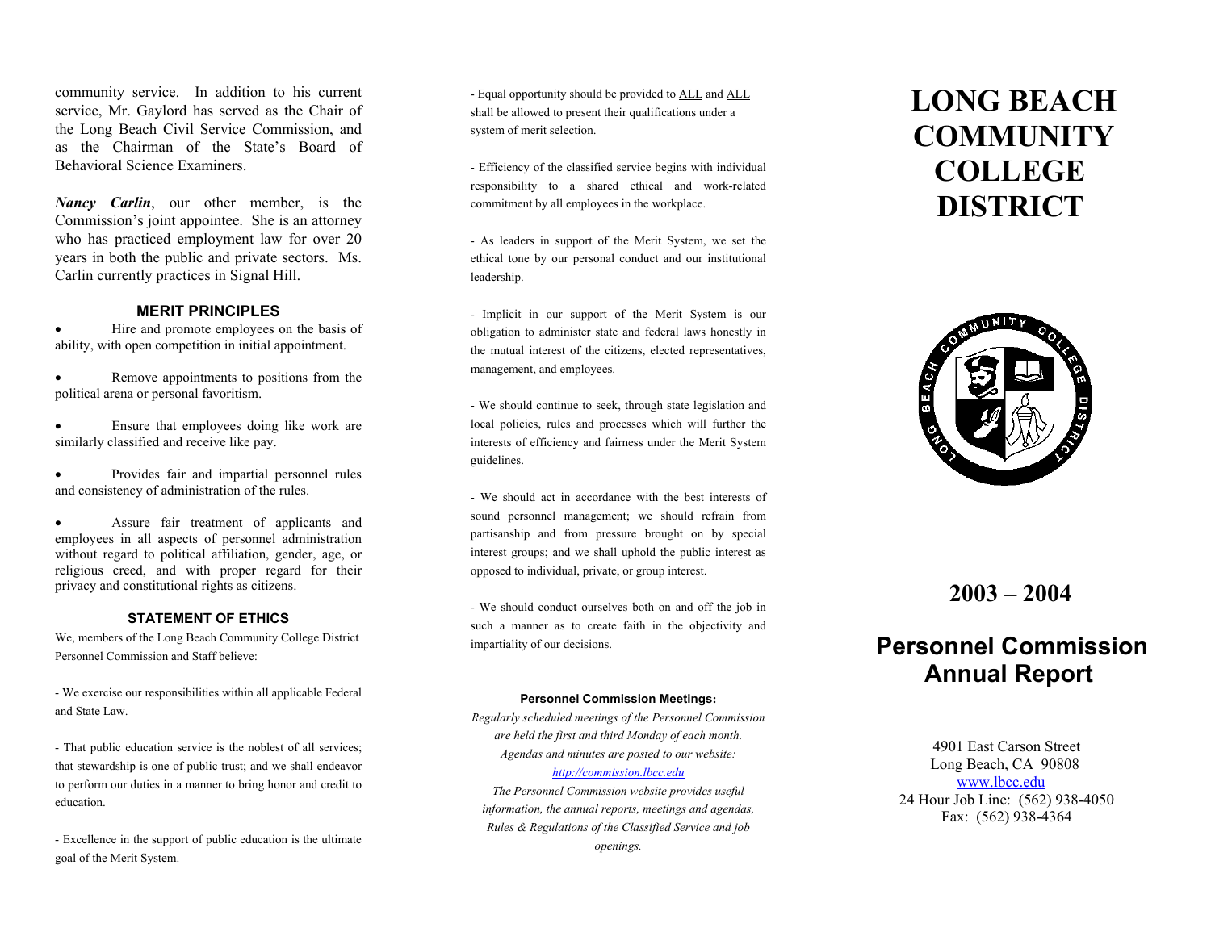community service. In addition to his current service, Mr. Gaylord has served as the Chair of the Long Beach Civil Service Commission, and as the Chairman of the State's Board of Behavioral Science Examiners.

***Nancy Carlin***, our other member, is the Commission's joint appointee. She is an attorney who has practiced employment law for over 20 years in both the public and private sectors. Ms. Carlin currently practices in Signal Hill.

### MERIT PRINCIPLES

- Hire and promote employees on the basis of ability, with open competition in initial appointment.
- Remove appointments to positions from the political arena or personal favoritism.
- Ensure that employees doing like work are similarly classified and receive like pay.
- Provides fair and impartial personnel rules and consistency of administration of the rules.
- Assure fair treatment of applicants and employees in all aspects of personnel administration without regard to political affiliation, gender, age, or religious creed, and with proper regard for their privacy and constitutional rights as citizens.

### STATEMENT OF ETHICS

We, members of the Long Beach Community College District Personnel Commission and Staff believe:

- We exercise our responsibilities within all applicable Federal and State Law.

- That public education service is the noblest of all services; that stewardship is one of public trust; and we shall endeavor to perform our duties in a manner to bring honor and credit to education.

- Excellence in the support of public education is the ultimate goal of the Merit System.

- Equal opportunity should be provided to ALL and ALL shall be allowed to present their qualifications under a system of merit selection.

- Efficiency of the classified service begins with individual responsibility to a shared ethical and work-related commitment by all employees in the workplace.

- As leaders in support of the Merit System, we set the ethical tone by our personal conduct and our institutional leadership.

- Implicit in our support of the Merit System is our obligation to administer state and federal laws honestly in the mutual interest of the citizens, elected representatives, management, and employees.

- We should continue to seek, through state legislation and local policies, rules and processes which will further the interests of efficiency and fairness under the Merit System guidelines.

- We should act in accordance with the best interests of sound personnel management; we should refrain from partisanship and from pressure brought on by special interest groups; and we shall uphold the public interest as opposed to individual, private, or group interest.

- We should conduct ourselves both on and off the job in such a manner as to create faith in the objectivity and impartiality of our decisions.

**Personnel Commission Meetings:**

*Regularly scheduled meetings of the Personnel Commission are held the first and third Monday of each month. Agendas and minutes are posted to our website:*
*http://commission.lbcc.edu*
*The Personnel Commission website provides useful information, the annual reports, meetings and agendas, Rules & Regulations of the Classified Service and job openings.*

# LONG BEACH COMMUNITY COLLEGE DISTRICT

## 2003 – 2004

## Personnel Commission Annual Report

4901 East Carson Street
Long Beach, CA 90808
www.lbcc.edu
24 Hour Job Line: (562) 938-4050
Fax: (562) 938-4364